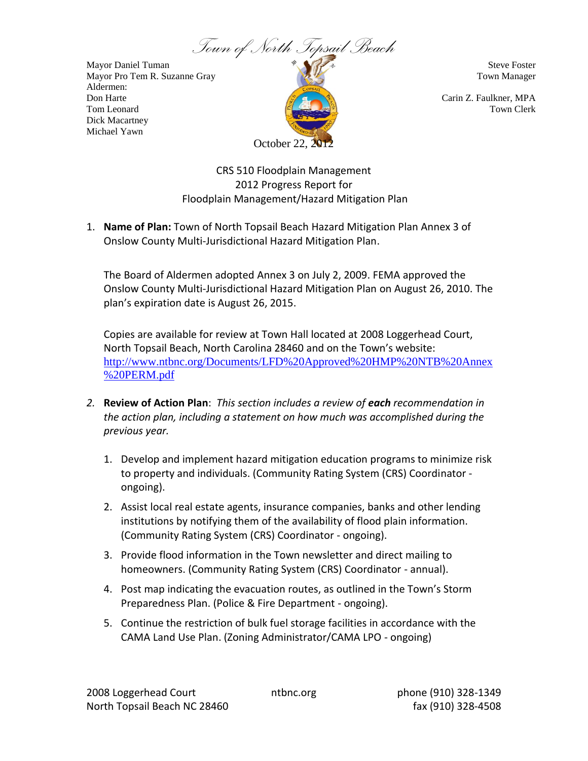# Town of North Topsail Beach

Mayor Daniel Tuman
Mayor Pro Tem R. Suzanne Gray
Aldermen:
Don Harte
Tom Leonard
Dick Macartney
Michael Yawn

Steve Foster
Town Manager

Carin Z. Faulkner, MPA
Town Clerk

October 22, 2012

CRS 510 Floodplain Management
2012 Progress Report for
Floodplain Management/Hazard Mitigation Plan

1. **Name of Plan:** Town of North Topsail Beach Hazard Mitigation Plan Annex 3 of Onslow County Multi-Jurisdictional Hazard Mitigation Plan.

   The Board of Aldermen adopted Annex 3 on July 2, 2009. FEMA approved the Onslow County Multi-Jurisdictional Hazard Mitigation Plan on August 26, 2010. The plan's expiration date is August 26, 2015.

   Copies are available for review at Town Hall located at 2008 Loggerhead Court, North Topsail Beach, North Carolina 28460 and on the Town's website: http://www.ntbnc.org/Documents/LFD%20Approved%20HMP%20NTB%20Annex%20PERM.pdf

2. **Review of Action Plan**: *This section includes a review of **each** recommendation in the action plan, including a statement on how much was accomplished during the previous year.*

   1. Develop and implement hazard mitigation education programs to minimize risk to property and individuals. (Community Rating System (CRS) Coordinator - ongoing).
   2. Assist local real estate agents, insurance companies, banks and other lending institutions by notifying them of the availability of flood plain information. (Community Rating System (CRS) Coordinator - ongoing).
   3. Provide flood information in the Town newsletter and direct mailing to homeowners. (Community Rating System (CRS) Coordinator - annual).
   4. Post map indicating the evacuation routes, as outlined in the Town's Storm Preparedness Plan. (Police & Fire Department - ongoing).
   5. Continue the restriction of bulk fuel storage facilities in accordance with the CAMA Land Use Plan. (Zoning Administrator/CAMA LPO - ongoing)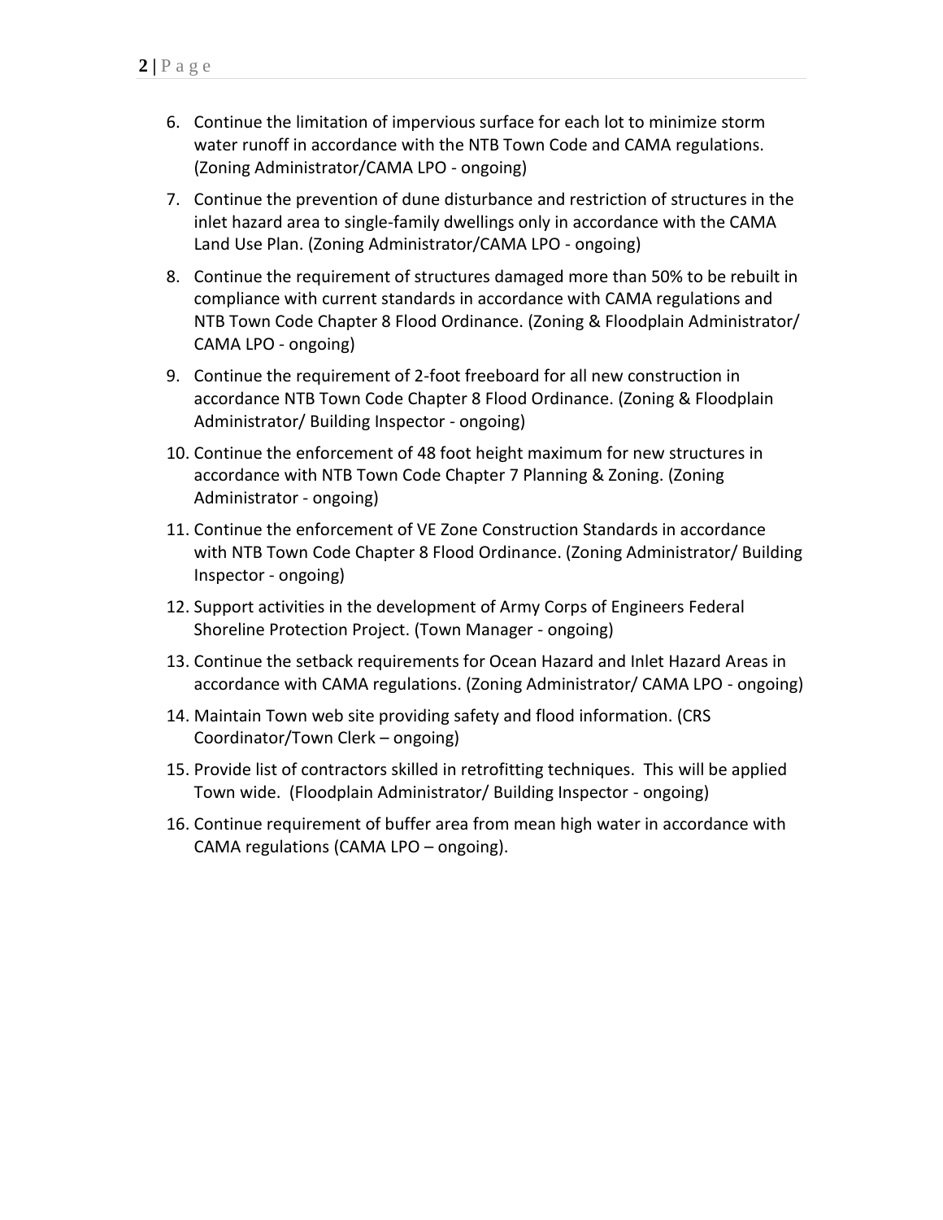6. Continue the limitation of impervious surface for each lot to minimize storm water runoff in accordance with the NTB Town Code and CAMA regulations. (Zoning Administrator/CAMA LPO - ongoing)
7. Continue the prevention of dune disturbance and restriction of structures in the inlet hazard area to single-family dwellings only in accordance with the CAMA Land Use Plan. (Zoning Administrator/CAMA LPO - ongoing)
8. Continue the requirement of structures damaged more than 50% to be rebuilt in compliance with current standards in accordance with CAMA regulations and NTB Town Code Chapter 8 Flood Ordinance. (Zoning & Floodplain Administrator/ CAMA LPO - ongoing)
9. Continue the requirement of 2-foot freeboard for all new construction in accordance NTB Town Code Chapter 8 Flood Ordinance. (Zoning & Floodplain Administrator/ Building Inspector - ongoing)
10. Continue the enforcement of 48 foot height maximum for new structures in accordance with NTB Town Code Chapter 7 Planning & Zoning. (Zoning Administrator - ongoing)
11. Continue the enforcement of VE Zone Construction Standards in accordance with NTB Town Code Chapter 8 Flood Ordinance. (Zoning Administrator/ Building Inspector - ongoing)
12. Support activities in the development of Army Corps of Engineers Federal Shoreline Protection Project. (Town Manager - ongoing)
13. Continue the setback requirements for Ocean Hazard and Inlet Hazard Areas in accordance with CAMA regulations. (Zoning Administrator/ CAMA LPO - ongoing)
14. Maintain Town web site providing safety and flood information. (CRS Coordinator/Town Clerk – ongoing)
15. Provide list of contractors skilled in retrofitting techniques. This will be applied Town wide. (Floodplain Administrator/ Building Inspector - ongoing)
16. Continue requirement of buffer area from mean high water in accordance with CAMA regulations (CAMA LPO – ongoing).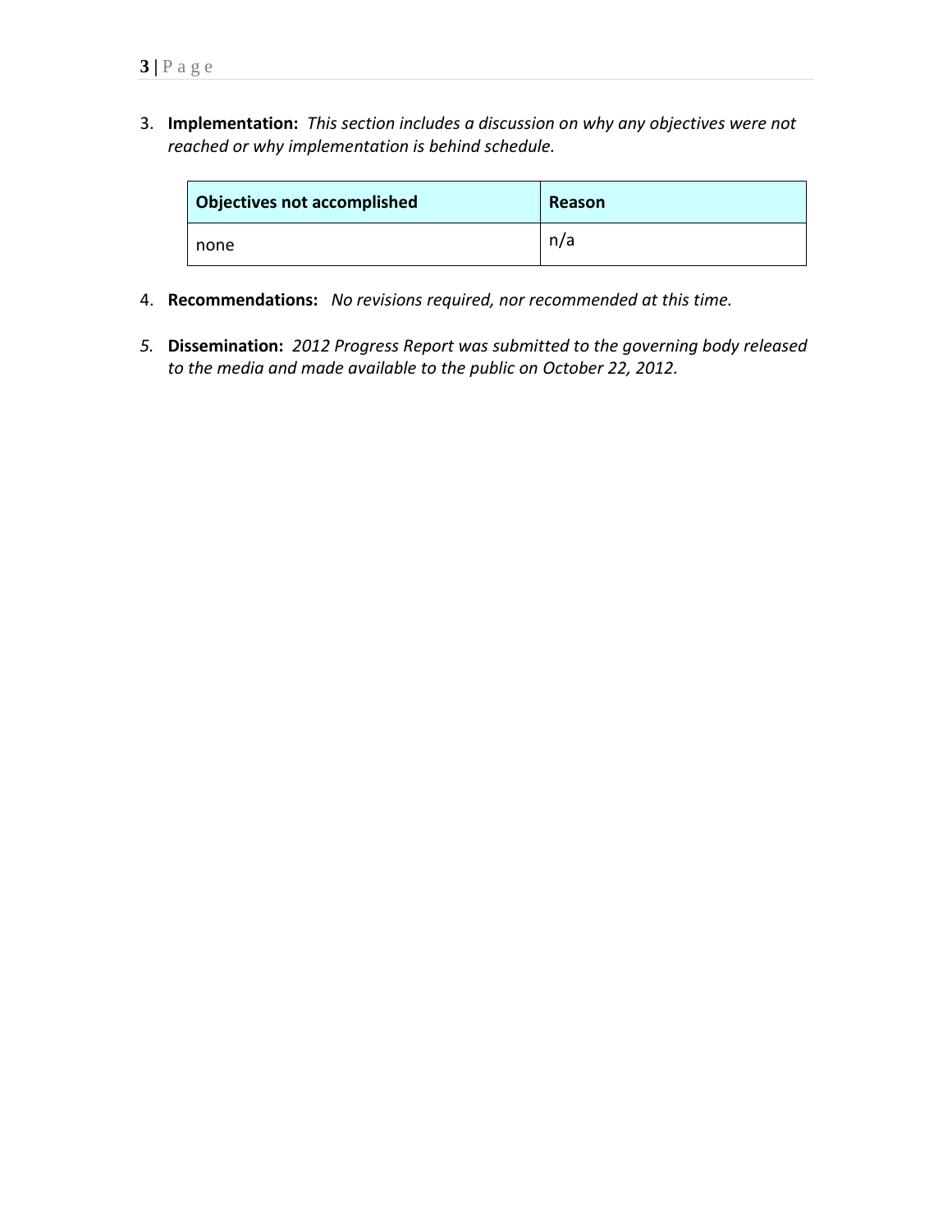3. **Implementation:** *This section includes a discussion on why any objectives were not reached or why implementation is behind schedule.*

| **Objectives not accomplished** | **Reason** |
|---|---|
| none | n/a |

4. **Recommendations:** *No revisions required, nor recommended at this time.*

5. **Dissemination:** *2012 Progress Report was submitted to the governing body released to the media and made available to the public on October 22, 2012.*